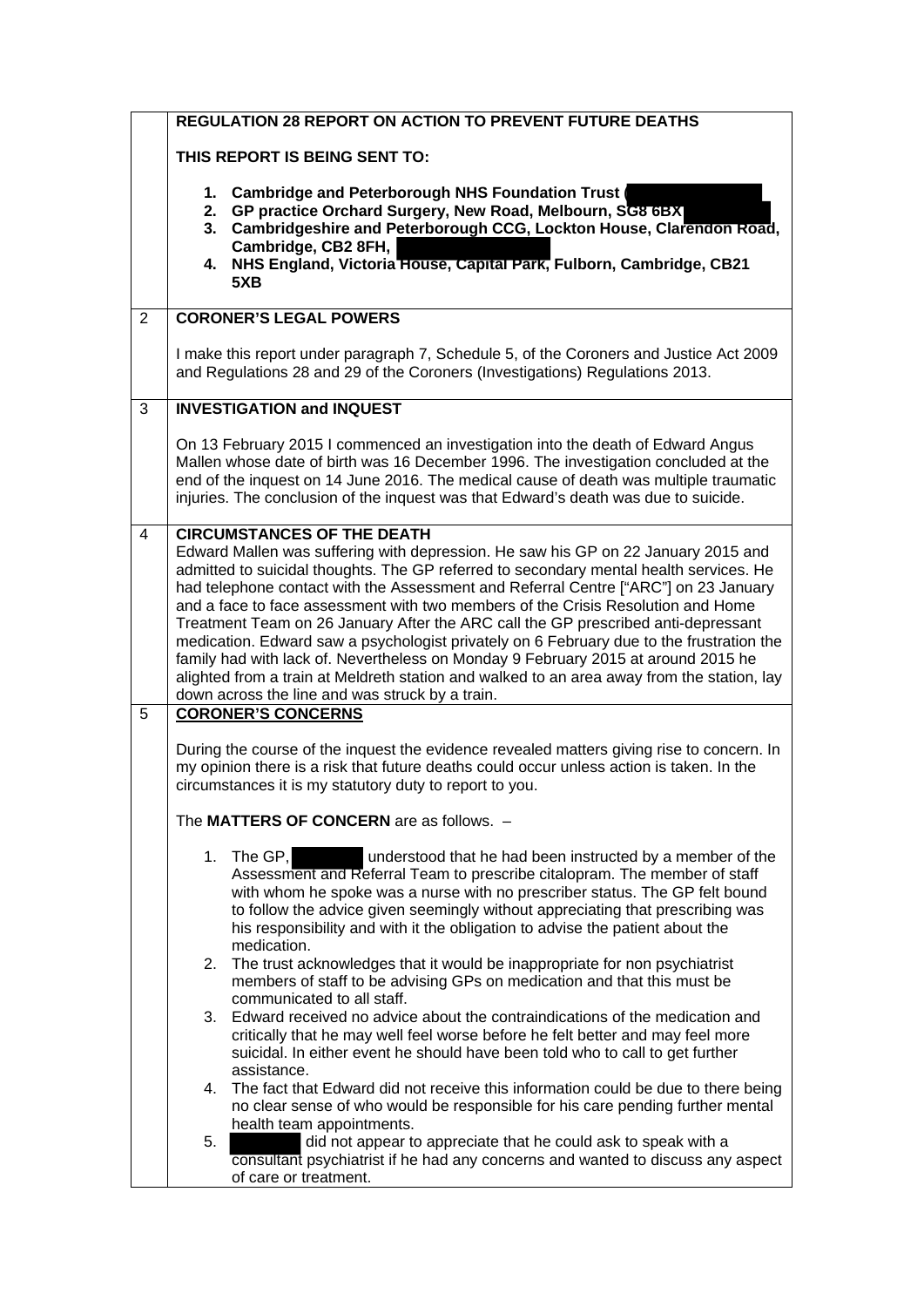| | |
|---|---|
| | **REGULATION 28 REPORT ON ACTION TO PREVENT FUTURE DEATHS**<br><br>**THIS REPORT IS BEING SENT TO:**<br><br>1. **Cambridge and Peterborough NHS Foundation Trust (**<br>2. **GP practice Orchard Surgery, New Road, Melbourn, SG8 6BX**<br>3. **Cambridgeshire and Peterborough CCG, Lockton House, Clarendon Road, Cambridge, CB2 8FH,**<br>4. **NHS England, Victoria House, Capital Park, Fulborn, Cambridge, CB21 5XB** |
| 2 | **CORONER'S LEGAL POWERS**<br><br>I make this report under paragraph 7, Schedule 5, of the Coroners and Justice Act 2009 and Regulations 28 and 29 of the Coroners (Investigations) Regulations 2013. |
| 3 | **INVESTIGATION and INQUEST**<br><br>On 13 February 2015 I commenced an investigation into the death of Edward Angus Mallen whose date of birth was 16 December 1996. The investigation concluded at the end of the inquest on 14 June 2016. The medical cause of death was multiple traumatic injuries. The conclusion of the inquest was that Edward's death was due to suicide. |
| 4 | **CIRCUMSTANCES OF THE DEATH**<br>Edward Mallen was suffering with depression. He saw his GP on 22 January 2015 and admitted to suicidal thoughts. The GP referred to secondary mental health services. He had telephone contact with the Assessment and Referral Centre ["ARC"] on 23 January and a face to face assessment with two members of the Crisis Resolution and Home Treatment Team on 26 January After the ARC call the GP prescribed anti-depressant medication. Edward saw a psychologist privately on 6 February due to the frustration the family had with lack of. Nevertheless on Monday 9 February 2015 at around 2015 he alighted from a train at Meldreth station and walked to an area away from the station, lay down across the line and was struck by a train. |
| 5 | **CORONER'S CONCERNS**<br><br>During the course of the inquest the evidence revealed matters giving rise to concern. In my opinion there is a risk that future deaths could occur unless action is taken. In the circumstances it is my statutory duty to report to you.<br><br>The **MATTERS OF CONCERN** are as follows. –<br><br>1. The GP, understood that he had been instructed by a member of the Assessment and Referral Team to prescribe citalopram. The member of staff with whom he spoke was a nurse with no prescriber status. The GP felt bound to follow the advice given seemingly without appreciating that prescribing was his responsibility and with it the obligation to advise the patient about the medication.<br>2. The trust acknowledges that it would be inappropriate for non psychiatrist members of staff to be advising GPs on medication and that this must be communicated to all staff.<br>3. Edward received no advice about the contraindications of the medication and critically that he may well feel worse before he felt better and may feel more suicidal. In either event he should have been told who to call to get further assistance.<br>4. The fact that Edward did not receive this information could be due to there being no clear sense of who would be responsible for his care pending further mental health team appointments.<br>5. did not appear to appreciate that he could ask to speak with a consultant psychiatrist if he had any concerns and wanted to discuss any aspect of care or treatment. |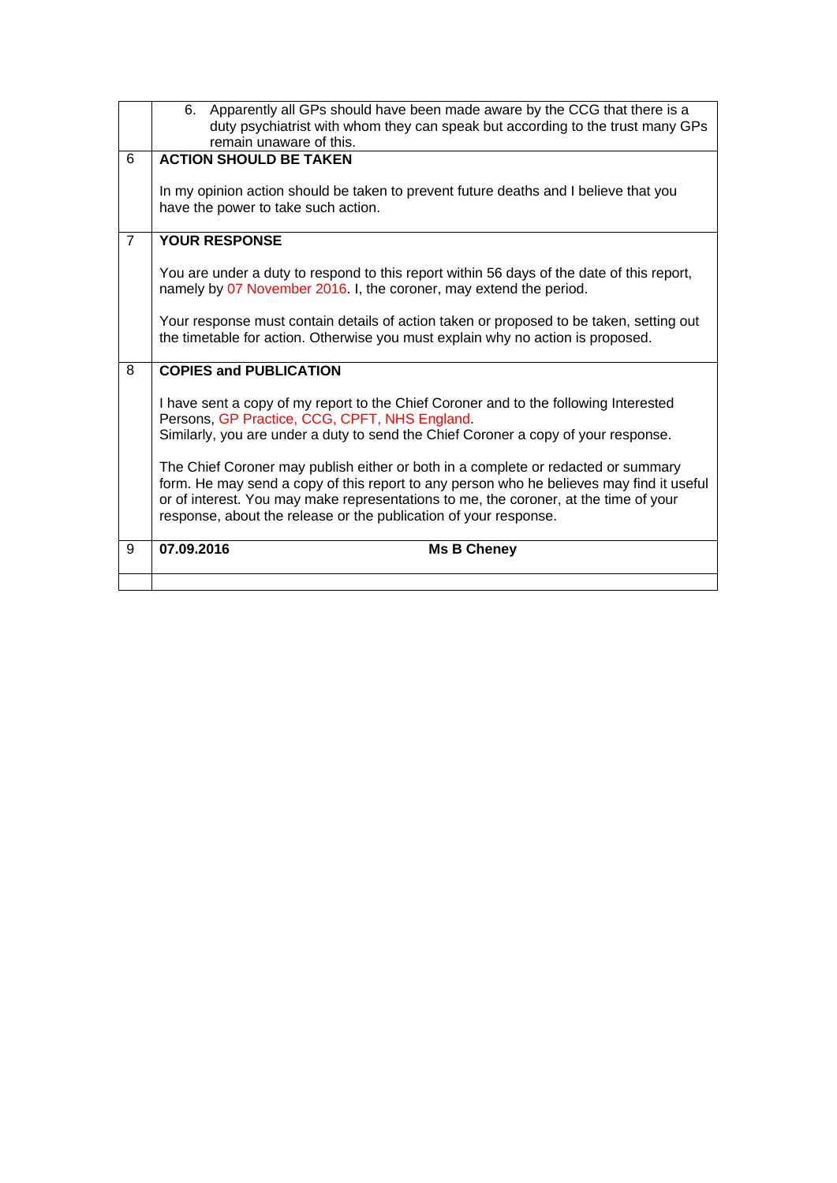| | |
|---|---|
| | 6. Apparently all GPs should have been made aware by the CCG that there is a duty psychiatrist with whom they can speak but according to the trust many GPs remain unaware of this. |
| 6 | **ACTION SHOULD BE TAKEN**<br><br>In my opinion action should be taken to prevent future deaths and I believe that you have the power to take such action. |
| 7 | **YOUR RESPONSE**<br><br>You are under a duty to respond to this report within 56 days of the date of this report, namely by 07 November 2016. I, the coroner, may extend the period.<br><br>Your response must contain details of action taken or proposed to be taken, setting out the timetable for action. Otherwise you must explain why no action is proposed. |
| 8 | **COPIES and PUBLICATION**<br><br>I have sent a copy of my report to the Chief Coroner and to the following Interested Persons, GP Practice, CCG, CPFT, NHS England.<br>Similarly, you are under a duty to send the Chief Coroner a copy of your response.<br><br>The Chief Coroner may publish either or both in a complete or redacted or summary form. He may send a copy of this report to any person who he believes may find it useful or of interest. You may make representations to me, the coroner, at the time of your response, about the release or the publication of your response. |
| 9 | **07.09.2016** **Ms B Cheney** |
| | |